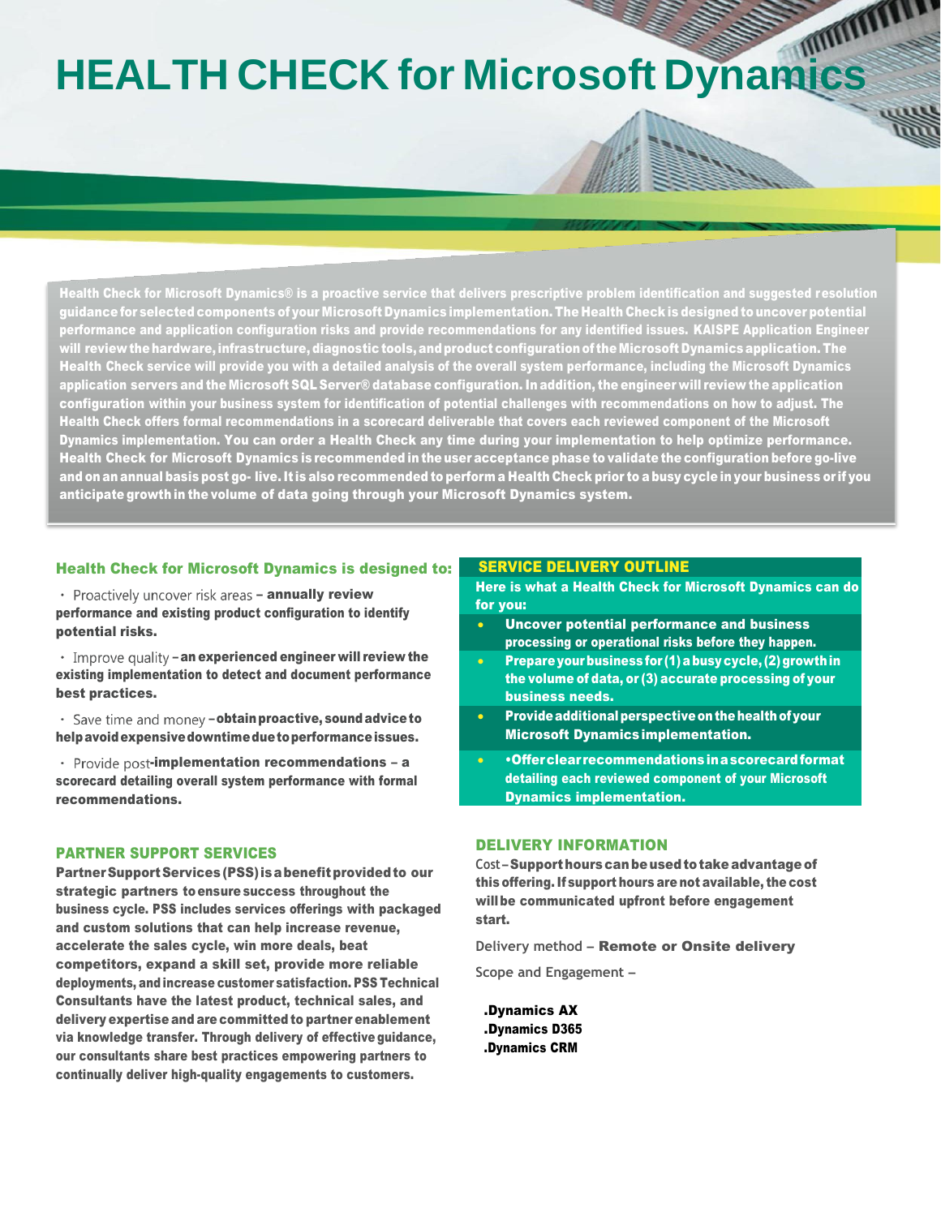# HEALTH CHECK for Microsoft Dynamics

**Health Check for Microsoft Dynamics® is a proactive service that delivers prescriptive problem identification and suggested resolution guidance for selected components of your Microsoft Dynamics implementation. The Health Check is designed to uncover potential performance and application configuration risks and provide recommendations for any identified issues. KAISPE Application Engineer will review the hardware, infrastructure, diagnostic tools, and product configuration of the Microsoft Dynamics application. The Health Check service will provide you with a detailed analysis of the overall system performance, including the Microsoft Dynamics application servers and the Microsoft SQL Server® database configuration. In addition, the engineer will review the application configuration within your business system for identification of potential challenges with recommendations on how to adjust. The Health Check offers formal recommendations in a scorecard deliverable that covers each reviewed component of the Microsoft Dynamics implementation. You can order a Health Check any time during your implementation to help optimize performance. Health Check for Microsoft Dynamics is recommended in the user acceptance phase to validate the configuration before go-live and on an annual basis post go- live. It is also recommended to perform a Health Check prior to a busy cycle in your business or if you anticipate growth in the volume of data going through your Microsoft Dynamics system.**

## Health Check for Microsoft Dynamics is designed to:

- Proactively uncover risk areas – **annually review performance and existing product configuration to identify potential risks.**
- Improve quality – **an experienced engineer will review the existing implementation to detect and document performance best practices.**
- Save time and money – **obtain proactive, sound advice to help avoid expensive downtime due to performance issues.**
- Provide post-**implementation recommendations – a scorecard detailing overall system performance with formal recommendations.**

## PARTNER SUPPORT SERVICES

**Partner Support Services (PSS) is a benefit provided to our strategic partners to ensure success throughout the business cycle. PSS includes services offerings with packaged and custom solutions that can help increase revenue, accelerate the sales cycle, win more deals, beat competitors, expand a skill set, provide more reliable deployments, and increase customer satisfaction. PSS Technical Consultants have the latest product, technical sales, and delivery expertise and are committed to partner enablement via knowledge transfer. Through delivery of effective guidance, our consultants share best practices empowering partners to continually deliver high-quality engagements to customers.**

## SERVICE DELIVERY OUTLINE

**Here is what a Health Check for Microsoft Dynamics can do for you:**

- **Uncover potential performance and business processing or operational risks before they happen.**
- **Prepare your business for (1) a busy cycle, (2) growth in the volume of data, or (3) accurate processing of your business needs.**
- **Provide additional perspective on the health of your Microsoft Dynamics implementation.**
- **•Offer clear recommendations in a scorecard format detailing each reviewed component of your Microsoft Dynamics implementation.**

## DELIVERY INFORMATION

Cost – **Support hours can be used to take advantage of this offering. If support hours are not available, the cost will be communicated upfront before engagement start.**

Delivery method – **Remote or Onsite delivery**

Scope and Engagement –

**.Dynamics AX**
**.Dynamics D365**
**.Dynamics CRM**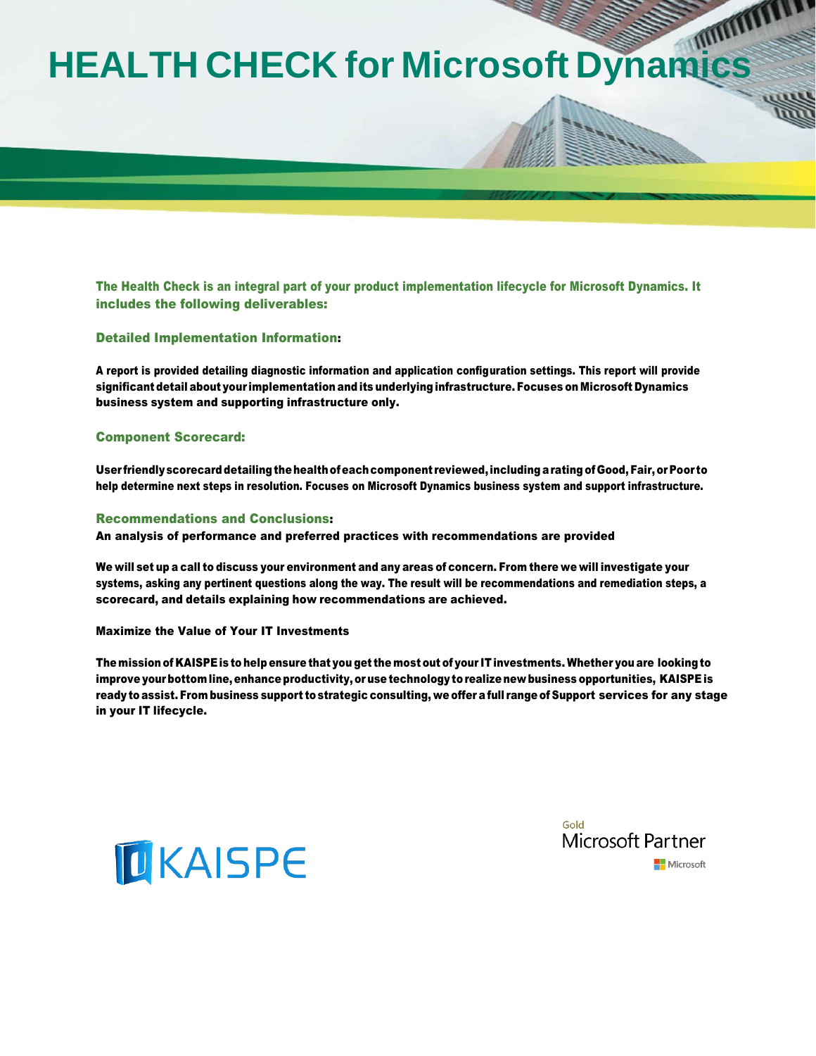# HEALTH CHECK for Microsoft Dynamics

**The Health Check is an integral part of your product implementation lifecycle for Microsoft Dynamics. It includes the following deliverables:**

### Detailed Implementation Information:

A report is provided detailing diagnostic information and application configuration settings. This report will provide significant detail about your implementation and its underlying infrastructure. Focuses on Microsoft Dynamics business system and supporting infrastructure only.

### Component Scorecard:

User friendly scorecard detailing the health of each component reviewed, including a rating of Good, Fair, or Poor to help determine next steps in resolution. Focuses on Microsoft Dynamics business system and support infrastructure.

### Recommendations and Conclusions:

An analysis of performance and preferred practices with recommendations are provided

We will set up a call to discuss your environment and any areas of concern. From there we will investigate your systems, asking any pertinent questions along the way. The result will be recommendations and remediation steps, a scorecard, and details explaining how recommendations are achieved.

**Maximize the Value of Your IT Investments**

The mission of KAISPE is to help ensure that you get the most out of your IT investments. Whether you are looking to improve your bottom line, enhance productivity, or use technology to realize new business opportunities, KAISPE is ready to assist. From business support to strategic consulting, we offer a full range of Support services for any stage in your IT lifecycle.

KAISPE

Gold
Microsoft Partner
Microsoft